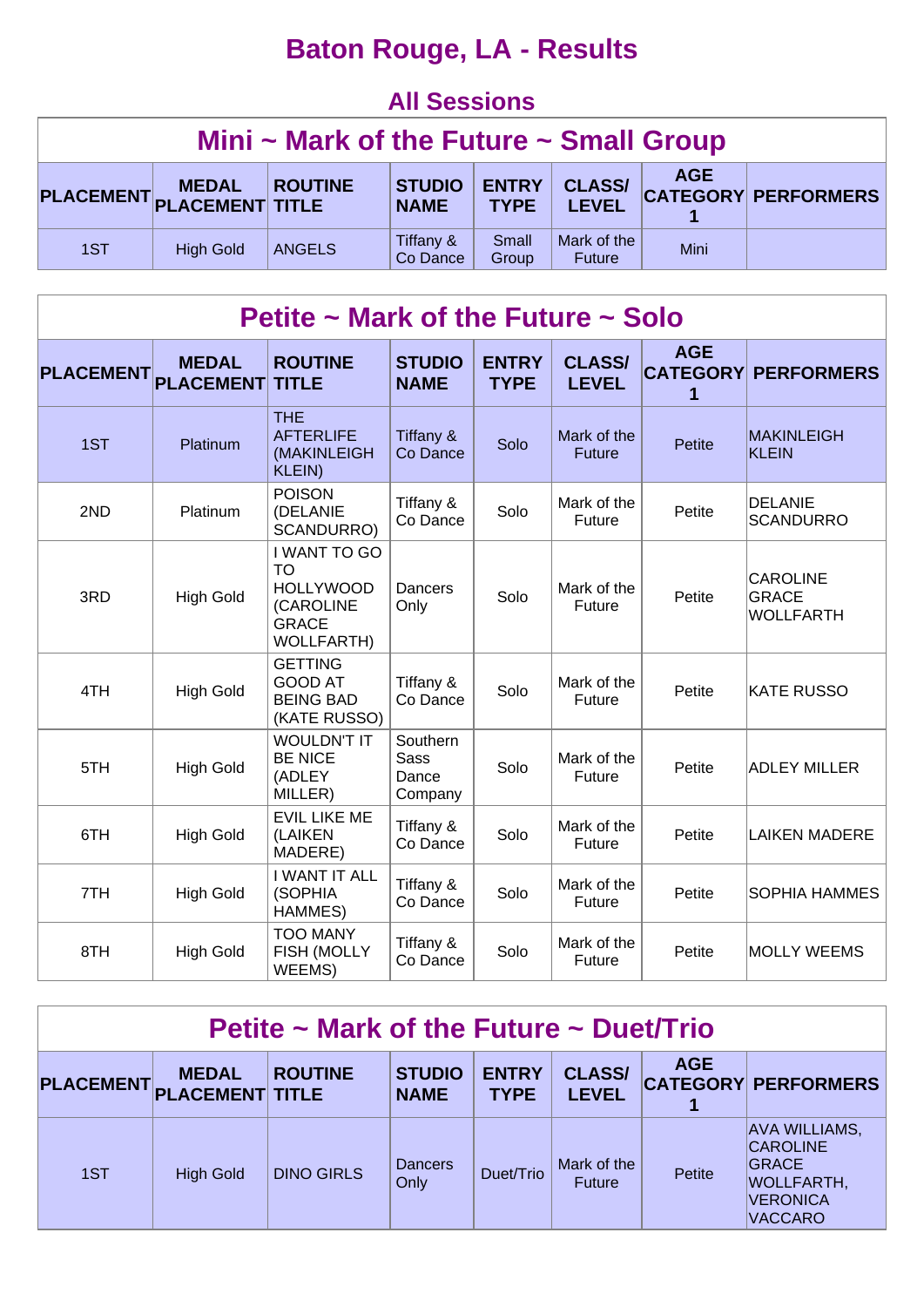# Baton Rouge, LA - Results

## All Sessions

### Mini ~ Mark of the Future ~ Small Group

| PLACEMENT | MEDAL PLACEMENT | ROUTINE TITLE | STUDIO NAME | ENTRY TYPE | CLASS/ LEVEL | AGE CATEGORY 1 | PERFORMERS |
|---|---|---|---|---|---|---|---|
| 1ST | High Gold | ANGELS | Tiffany & Co Dance | Small Group | Mark of the Future | Mini | |

### Petite ~ Mark of the Future ~ Solo

| PLACEMENT | MEDAL PLACEMENT | ROUTINE TITLE | STUDIO NAME | ENTRY TYPE | CLASS/ LEVEL | AGE CATEGORY 1 | PERFORMERS |
|---|---|---|---|---|---|---|---|
| 1ST | Platinum | THE AFTERLIFE (MAKINLEIGH KLEIN) | Tiffany & Co Dance | Solo | Mark of the Future | Petite | MAKINLEIGH KLEIN |
| 2ND | Platinum | POISON (DELANIE SCANDURRO) | Tiffany & Co Dance | Solo | Mark of the Future | Petite | DELANIE SCANDURRO |
| 3RD | High Gold | I WANT TO GO TO HOLLYWOOD (CAROLINE GRACE WOLLFARTH) | Dancers Only | Solo | Mark of the Future | Petite | CAROLINE GRACE WOLLFARTH |
| 4TH | High Gold | GETTING GOOD AT BEING BAD (KATE RUSSO) | Tiffany & Co Dance | Solo | Mark of the Future | Petite | KATE RUSSO |
| 5TH | High Gold | WOULDN'T IT BE NICE (ADLEY MILLER) | Southern Sass Dance Company | Solo | Mark of the Future | Petite | ADLEY MILLER |
| 6TH | High Gold | EVIL LIKE ME (LAIKEN MADERE) | Tiffany & Co Dance | Solo | Mark of the Future | Petite | LAIKEN MADERE |
| 7TH | High Gold | I WANT IT ALL (SOPHIA HAMMES) | Tiffany & Co Dance | Solo | Mark of the Future | Petite | SOPHIA HAMMES |
| 8TH | High Gold | TOO MANY FISH (MOLLY WEEMS) | Tiffany & Co Dance | Solo | Mark of the Future | Petite | MOLLY WEEMS |

### Petite ~ Mark of the Future ~ Duet/Trio

| PLACEMENT | MEDAL PLACEMENT | ROUTINE TITLE | STUDIO NAME | ENTRY TYPE | CLASS/ LEVEL | AGE CATEGORY 1 | PERFORMERS |
|---|---|---|---|---|---|---|---|
| 1ST | High Gold | DINO GIRLS | Dancers Only | Duet/Trio | Mark of the Future | Petite | AVA WILLIAMS, CAROLINE GRACE WOLLFARTH, VERONICA VACCARO |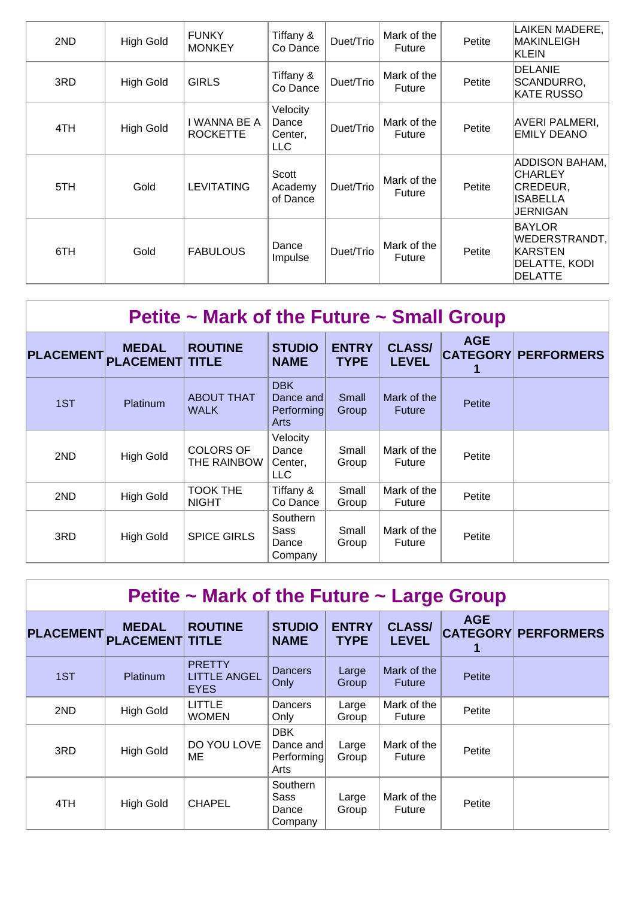| 2ND | High Gold | FUNKY MONKEY | Tiffany & Co Dance | Duet/Trio | Mark of the Future | Petite | LAIKEN MADERE, MAKINLEIGH KLEIN |
|---|---|---|---|---|---|---|---|
| 3RD | High Gold | GIRLS | Tiffany & Co Dance | Duet/Trio | Mark of the Future | Petite | DELANIE SCANDURRO, KATE RUSSO |
| 4TH | High Gold | I WANNA BE A ROCKETTE | Velocity Dance Center, LLC | Duet/Trio | Mark of the Future | Petite | AVERI PALMERI, EMILY DEANO |
| 5TH | Gold | LEVITATING | Scott Academy of Dance | Duet/Trio | Mark of the Future | Petite | ADDISON BAHAM, CHARLEY CREDEUR, ISABELLA JERNIGAN |
| 6TH | Gold | FABULOUS | Dance Impulse | Duet/Trio | Mark of the Future | Petite | BAYLOR WEDERSTRANDT, KARSTEN DELATTE, KODI DELATTE |

## Petite ~ Mark of the Future ~ Small Group

| PLACEMENT | MEDAL PLACEMENT | ROUTINE TITLE | STUDIO NAME | ENTRY TYPE | CLASS/ LEVEL | AGE CATEGORY 1 | PERFORMERS |
|---|---|---|---|---|---|---|---|
| 1ST | Platinum | ABOUT THAT WALK | DBK Dance and Performing Arts | Small Group | Mark of the Future | Petite | |
| 2ND | High Gold | COLORS OF THE RAINBOW | Velocity Dance Center, LLC | Small Group | Mark of the Future | Petite | |
| 2ND | High Gold | TOOK THE NIGHT | Tiffany & Co Dance | Small Group | Mark of the Future | Petite | |
| 3RD | High Gold | SPICE GIRLS | Southern Sass Dance Company | Small Group | Mark of the Future | Petite | |

## Petite ~ Mark of the Future ~ Large Group

| PLACEMENT | MEDAL PLACEMENT | ROUTINE TITLE | STUDIO NAME | ENTRY TYPE | CLASS/ LEVEL | AGE CATEGORY 1 | PERFORMERS |
|---|---|---|---|---|---|---|---|
| 1ST | Platinum | PRETTY LITTLE ANGEL EYES | Dancers Only | Large Group | Mark of the Future | Petite | |
| 2ND | High Gold | LITTLE WOMEN | Dancers Only | Large Group | Mark of the Future | Petite | |
| 3RD | High Gold | DO YOU LOVE ME | DBK Dance and Performing Arts | Large Group | Mark of the Future | Petite | |
| 4TH | High Gold | CHAPEL | Southern Sass Dance Company | Large Group | Mark of the Future | Petite | |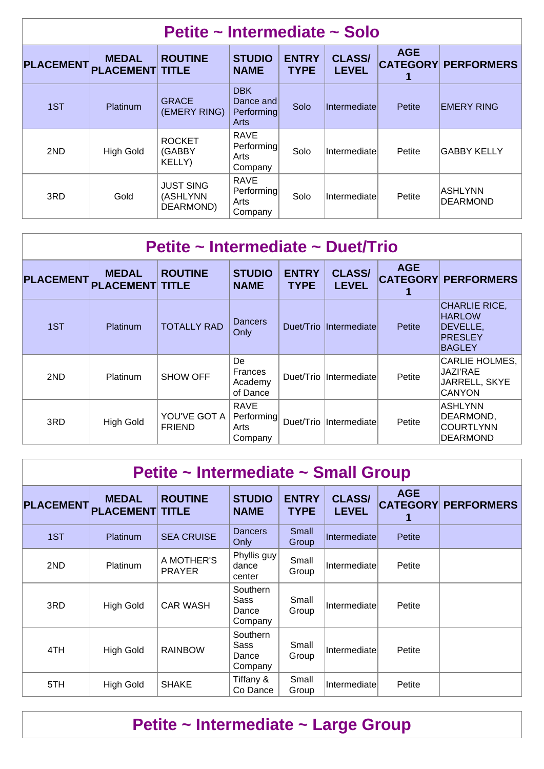## Petite ~ Intermediate ~ Solo

| PLACEMENT | MEDAL PLACEMENT | ROUTINE TITLE | STUDIO NAME | ENTRY TYPE | CLASS/ LEVEL | AGE CATEGORY 1 | PERFORMERS |
|---|---|---|---|---|---|---|---|
| 1ST | Platinum | GRACE (EMERY RING) | DBK Dance and Performing Arts | Solo | Intermediate | Petite | EMERY RING |
| 2ND | High Gold | ROCKET (GABBY KELLY) | RAVE Performing Arts Company | Solo | Intermediate | Petite | GABBY KELLY |
| 3RD | Gold | JUST SING (ASHLYNN DEARMOND) | RAVE Performing Arts Company | Solo | Intermediate | Petite | ASHLYNN DEARMOND |

## Petite ~ Intermediate ~ Duet/Trio

| PLACEMENT | MEDAL PLACEMENT | ROUTINE TITLE | STUDIO NAME | ENTRY TYPE | CLASS/ LEVEL | AGE CATEGORY 1 | PERFORMERS |
|---|---|---|---|---|---|---|---|
| 1ST | Platinum | TOTALLY RAD | Dancers Only | Duet/Trio | Intermediate | Petite | CHARLIE RICE, HARLOW DEVELLE, PRESLEY BAGLEY |
| 2ND | Platinum | SHOW OFF | De Frances Academy of Dance | Duet/Trio | Intermediate | Petite | CARLIE HOLMES, JAZI'RAE JARRELL, SKYE CANYON |
| 3RD | High Gold | YOU'VE GOT A FRIEND | RAVE Performing Arts Company | Duet/Trio | Intermediate | Petite | ASHLYNN DEARMOND, COURTLYNN DEARMOND |

## Petite ~ Intermediate ~ Small Group

| PLACEMENT | MEDAL PLACEMENT | ROUTINE TITLE | STUDIO NAME | ENTRY TYPE | CLASS/ LEVEL | AGE CATEGORY 1 | PERFORMERS |
|---|---|---|---|---|---|---|---|
| 1ST | Platinum | SEA CRUISE | Dancers Only | Small Group | Intermediate | Petite | |
| 2ND | Platinum | A MOTHER'S PRAYER | Phyllis guy dance center | Small Group | Intermediate | Petite | |
| 3RD | High Gold | CAR WASH | Southern Sass Dance Company | Small Group | Intermediate | Petite | |
| 4TH | High Gold | RAINBOW | Southern Sass Dance Company | Small Group | Intermediate | Petite | |
| 5TH | High Gold | SHAKE | Tiffany & Co Dance | Small Group | Intermediate | Petite | |

## Petite ~ Intermediate ~ Large Group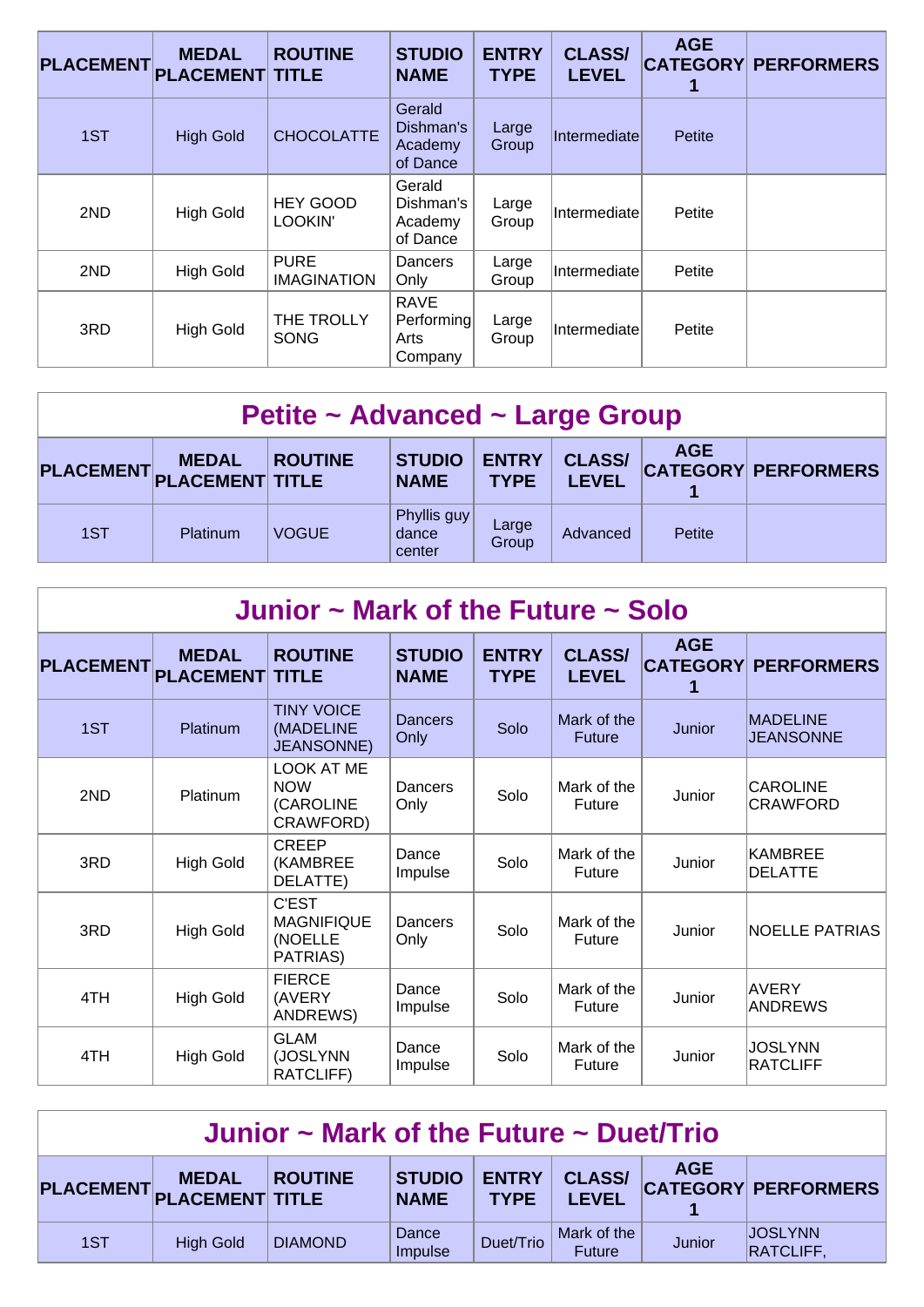| PLACEMENT | MEDAL PLACEMENT | ROUTINE TITLE | STUDIO NAME | ENTRY TYPE | CLASS/ LEVEL | AGE CATEGORY 1 | PERFORMERS |
|---|---|---|---|---|---|---|---|
| 1ST | High Gold | CHOCOLATTE | Gerald Dishman's Academy of Dance | Large Group | Intermediate | Petite | |
| 2ND | High Gold | HEY GOOD LOOKIN' | Gerald Dishman's Academy of Dance | Large Group | Intermediate | Petite | |
| 2ND | High Gold | PURE IMAGINATION | Dancers Only | Large Group | Intermediate | Petite | |
| 3RD | High Gold | THE TROLLY SONG | RAVE Performing Arts Company | Large Group | Intermediate | Petite | |

## Petite ~ Advanced ~ Large Group

| PLACEMENT | MEDAL PLACEMENT | ROUTINE TITLE | STUDIO NAME | ENTRY TYPE | CLASS/ LEVEL | AGE CATEGORY 1 | PERFORMERS |
|---|---|---|---|---|---|---|---|
| 1ST | Platinum | VOGUE | Phyllis guy dance center | Large Group | Advanced | Petite | |

## Junior ~ Mark of the Future ~ Solo

| PLACEMENT | MEDAL PLACEMENT | ROUTINE TITLE | STUDIO NAME | ENTRY TYPE | CLASS/ LEVEL | AGE CATEGORY 1 | PERFORMERS |
|---|---|---|---|---|---|---|---|
| 1ST | Platinum | TINY VOICE (MADELINE JEANSONNE) | Dancers Only | Solo | Mark of the Future | Junior | MADELINE JEANSONNE |
| 2ND | Platinum | LOOK AT ME NOW (CAROLINE CRAWFORD) | Dancers Only | Solo | Mark of the Future | Junior | CAROLINE CRAWFORD |
| 3RD | High Gold | CREEP (KAMBREE DELATTE) | Dance Impulse | Solo | Mark of the Future | Junior | KAMBREE DELATTE |
| 3RD | High Gold | C'EST MAGNIFIQUE (NOELLE PATRIAS) | Dancers Only | Solo | Mark of the Future | Junior | NOELLE PATRIAS |
| 4TH | High Gold | FIERCE (AVERY ANDREWS) | Dance Impulse | Solo | Mark of the Future | Junior | AVERY ANDREWS |
| 4TH | High Gold | GLAM (JOSLYNN RATCLIFF) | Dance Impulse | Solo | Mark of the Future | Junior | JOSLYNN RATCLIFF |

## Junior ~ Mark of the Future ~ Duet/Trio

| PLACEMENT | MEDAL PLACEMENT | ROUTINE TITLE | STUDIO NAME | ENTRY TYPE | CLASS/ LEVEL | AGE CATEGORY 1 | PERFORMERS |
|---|---|---|---|---|---|---|---|
| 1ST | High Gold | DIAMOND | Dance Impulse | Duet/Trio | Mark of the Future | Junior | JOSLYNN RATCLIFF, |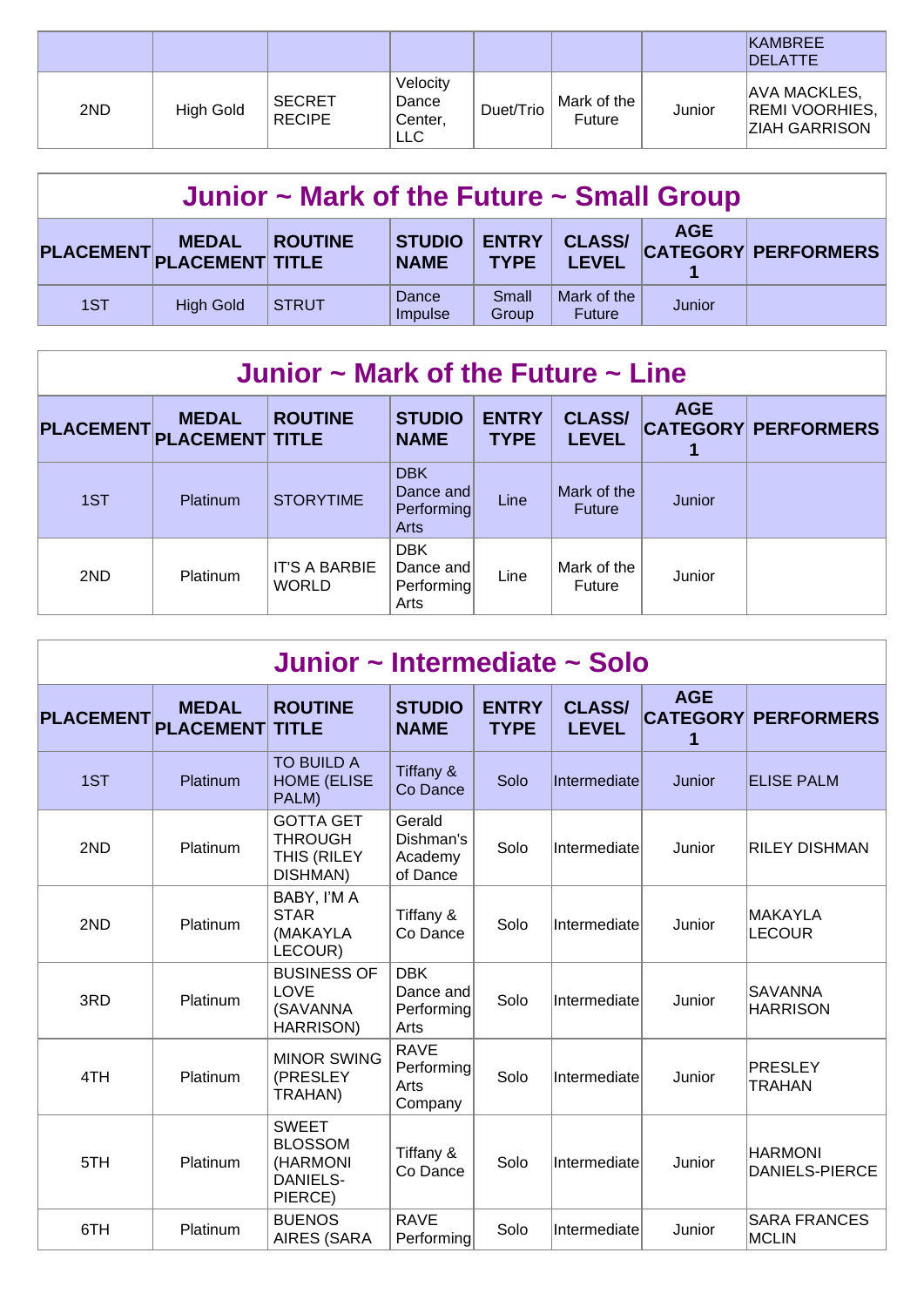| | | | | | | | KAMBREE DELATTE |
|---|---|---|---|---|---|---|---|
| 2ND | High Gold | SECRET RECIPE | Velocity Dance Center, LLC | Duet/Trio | Mark of the Future | Junior | AVA MACKLES, REMI VOORHIES, ZIAH GARRISON |

## Junior ~ Mark of the Future ~ Small Group

| PLACEMENT | MEDAL PLACEMENT | ROUTINE TITLE | STUDIO NAME | ENTRY TYPE | CLASS/ LEVEL | AGE CATEGORY 1 | PERFORMERS |
|---|---|---|---|---|---|---|---|
| 1ST | High Gold | STRUT | Dance Impulse | Small Group | Mark of the Future | Junior | |

## Junior ~ Mark of the Future ~ Line

| PLACEMENT | MEDAL PLACEMENT | ROUTINE TITLE | STUDIO NAME | ENTRY TYPE | CLASS/ LEVEL | AGE CATEGORY 1 | PERFORMERS |
|---|---|---|---|---|---|---|---|
| 1ST | Platinum | STORYTIME | DBK Dance and Performing Arts | Line | Mark of the Future | Junior | |
| 2ND | Platinum | IT'S A BARBIE WORLD | DBK Dance and Performing Arts | Line | Mark of the Future | Junior | |

## Junior ~ Intermediate ~ Solo

| PLACEMENT | MEDAL PLACEMENT | ROUTINE TITLE | STUDIO NAME | ENTRY TYPE | CLASS/ LEVEL | AGE CATEGORY 1 | PERFORMERS |
|---|---|---|---|---|---|---|---|
| 1ST | Platinum | TO BUILD A HOME (ELISE PALM) | Tiffany & Co Dance | Solo | Intermediate | Junior | ELISE PALM |
| 2ND | Platinum | GOTTA GET THROUGH THIS (RILEY DISHMAN) | Gerald Dishman's Academy of Dance | Solo | Intermediate | Junior | RILEY DISHMAN |
| 2ND | Platinum | BABY, I'M A STAR (MAKAYLA LECOUR) | Tiffany & Co Dance | Solo | Intermediate | Junior | MAKAYLA LECOUR |
| 3RD | Platinum | BUSINESS OF LOVE (SAVANNA HARRISON) | DBK Dance and Performing Arts | Solo | Intermediate | Junior | SAVANNA HARRISON |
| 4TH | Platinum | MINOR SWING (PRESLEY TRAHAN) | RAVE Performing Arts Company | Solo | Intermediate | Junior | PRESLEY TRAHAN |
| 5TH | Platinum | SWEET BLOSSOM (HARMONI DANIELS-PIERCE) | Tiffany & Co Dance | Solo | Intermediate | Junior | HARMONI DANIELS-PIERCE |
| 6TH | Platinum | BUENOS AIRES (SARA | RAVE Performing | Solo | Intermediate | Junior | SARA FRANCES MCLIN |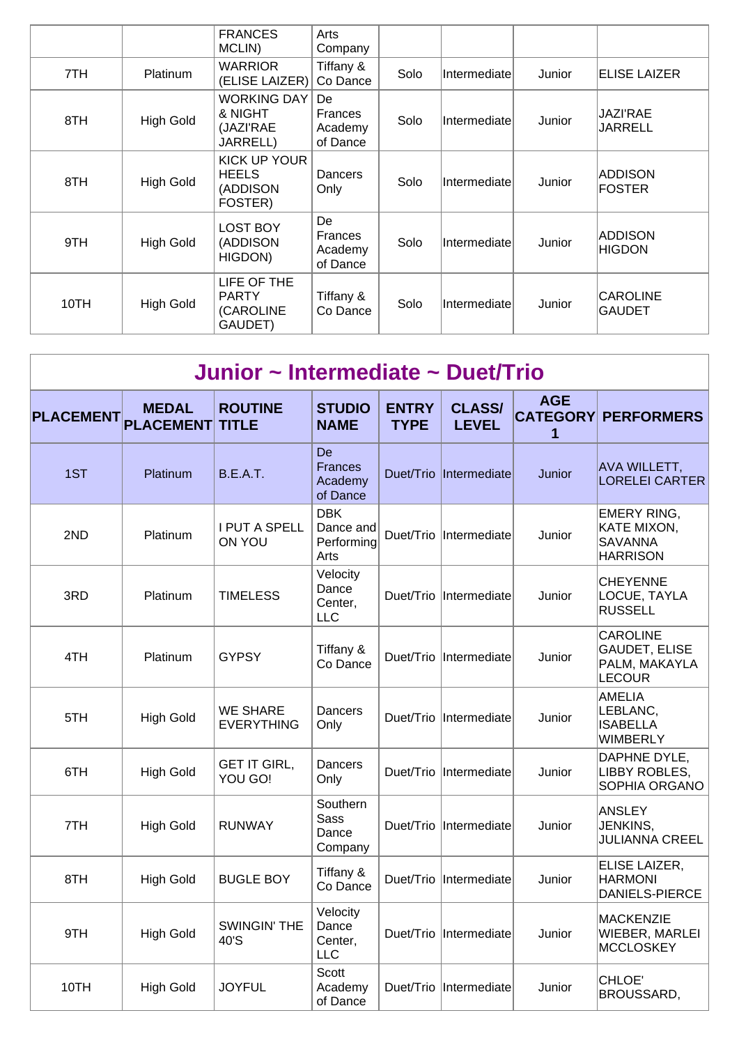| | | FRANCES MCLIN) | Arts Company | | | | |
|---|---|---|---|---|---|---|---|
| 7TH | Platinum | WARRIOR (ELISE LAIZER) | Tiffany & Co Dance | Solo | Intermediate | Junior | ELISE LAIZER |
| 8TH | High Gold | WORKING DAY & NIGHT (JAZI'RAE JARRELL) | De Frances Academy of Dance | Solo | Intermediate | Junior | JAZI'RAE JARRELL |
| 8TH | High Gold | KICK UP YOUR HEELS (ADDISON FOSTER) | Dancers Only | Solo | Intermediate | Junior | ADDISON FOSTER |
| 9TH | High Gold | LOST BOY (ADDISON HIGDON) | De Frances Academy of Dance | Solo | Intermediate | Junior | ADDISON HIGDON |
| 10TH | High Gold | LIFE OF THE PARTY (CAROLINE GAUDET) | Tiffany & Co Dance | Solo | Intermediate | Junior | CAROLINE GAUDET |

## Junior ~ Intermediate ~ Duet/Trio

| PLACEMENT | MEDAL PLACEMENT | ROUTINE TITLE | STUDIO NAME | ENTRY TYPE | CLASS/ LEVEL | AGE CATEGORY 1 | PERFORMERS |
|---|---|---|---|---|---|---|---|
| 1ST | Platinum | B.E.A.T. | De Frances Academy of Dance | Duet/Trio | Intermediate | Junior | AVA WILLETT, LORELEI CARTER |
| 2ND | Platinum | I PUT A SPELL ON YOU | DBK Dance and Performing Arts | Duet/Trio | Intermediate | Junior | EMERY RING, KATE MIXON, SAVANNA HARRISON |
| 3RD | Platinum | TIMELESS | Velocity Dance Center, LLC | Duet/Trio | Intermediate | Junior | CHEYENNE LOCUE, TAYLA RUSSELL |
| 4TH | Platinum | GYPSY | Tiffany & Co Dance | Duet/Trio | Intermediate | Junior | CAROLINE GAUDET, ELISE PALM, MAKAYLA LECOUR |
| 5TH | High Gold | WE SHARE EVERYTHING | Dancers Only | Duet/Trio | Intermediate | Junior | AMELIA LEBLANC, ISABELLA WIMBERLY |
| 6TH | High Gold | GET IT GIRL, YOU GO! | Dancers Only | Duet/Trio | Intermediate | Junior | DAPHNE DYLE, LIBBY ROBLES, SOPHIA ORGANO |
| 7TH | High Gold | RUNWAY | Southern Sass Dance Company | Duet/Trio | Intermediate | Junior | ANSLEY JENKINS, JULIANNA CREEL |
| 8TH | High Gold | BUGLE BOY | Tiffany & Co Dance | Duet/Trio | Intermediate | Junior | ELISE LAIZER, HARMONI DANIELS-PIERCE |
| 9TH | High Gold | SWINGIN' THE 40'S | Velocity Dance Center, LLC | Duet/Trio | Intermediate | Junior | MACKENZIE WIEBER, MARLEI MCCLOSKEY |
| 10TH | High Gold | JOYFUL | Scott Academy of Dance | Duet/Trio | Intermediate | Junior | CHLOE' BROUSSARD, |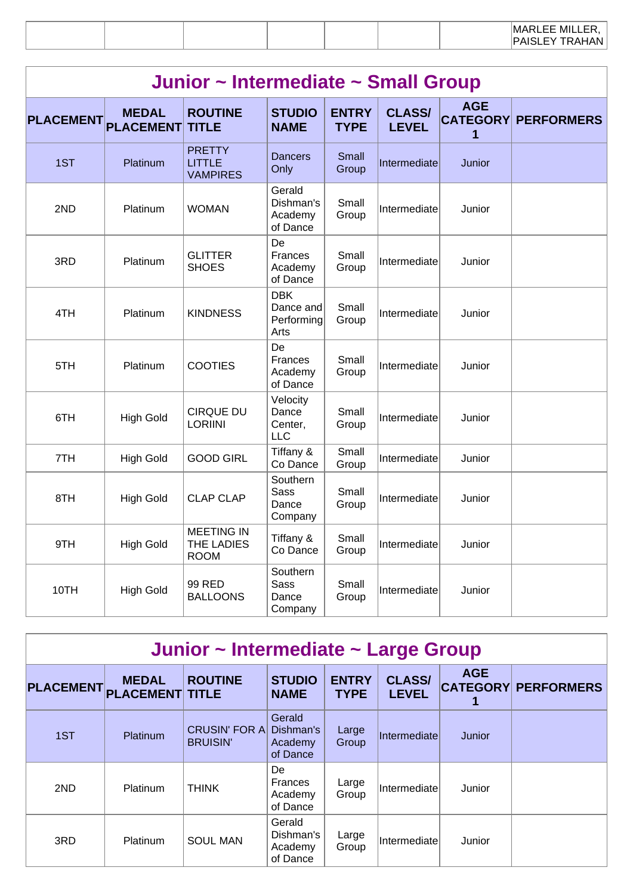| | | | | | | | MARLEE MILLER, PAISLEY TRAHAN |
|---|---|---|---|---|---|---|---|

## Junior ~ Intermediate ~ Small Group

| PLACEMENT | MEDAL PLACEMENT | ROUTINE TITLE | STUDIO NAME | ENTRY TYPE | CLASS/ LEVEL | AGE CATEGORY 1 | PERFORMERS |
|---|---|---|---|---|---|---|---|
| 1ST | Platinum | PRETTY LITTLE VAMPIRES | Dancers Only | Small Group | Intermediate | Junior | |
| 2ND | Platinum | WOMAN | Gerald Dishman's Academy of Dance | Small Group | Intermediate | Junior | |
| 3RD | Platinum | GLITTER SHOES | De Frances Academy of Dance | Small Group | Intermediate | Junior | |
| 4TH | Platinum | KINDNESS | DBK Dance and Performing Arts | Small Group | Intermediate | Junior | |
| 5TH | Platinum | COOTIES | De Frances Academy of Dance | Small Group | Intermediate | Junior | |
| 6TH | High Gold | CIRQUE DU LORIINI | Velocity Dance Center, LLC | Small Group | Intermediate | Junior | |
| 7TH | High Gold | GOOD GIRL | Tiffany & Co Dance | Small Group | Intermediate | Junior | |
| 8TH | High Gold | CLAP CLAP | Southern Sass Dance Company | Small Group | Intermediate | Junior | |
| 9TH | High Gold | MEETING IN THE LADIES ROOM | Tiffany & Co Dance | Small Group | Intermediate | Junior | |
| 10TH | High Gold | 99 RED BALLOONS | Southern Sass Dance Company | Small Group | Intermediate | Junior | |

## Junior ~ Intermediate ~ Large Group

| PLACEMENT | MEDAL PLACEMENT | ROUTINE TITLE | STUDIO NAME | ENTRY TYPE | CLASS/ LEVEL | AGE CATEGORY 1 | PERFORMERS |
|---|---|---|---|---|---|---|---|
| 1ST | Platinum | CRUSIN' FOR A BRUISIN' | Gerald Dishman's Academy of Dance | Large Group | Intermediate | Junior | |
| 2ND | Platinum | THINK | De Frances Academy of Dance | Large Group | Intermediate | Junior | |
| 3RD | Platinum | SOUL MAN | Gerald Dishman's Academy of Dance | Large Group | Intermediate | Junior | |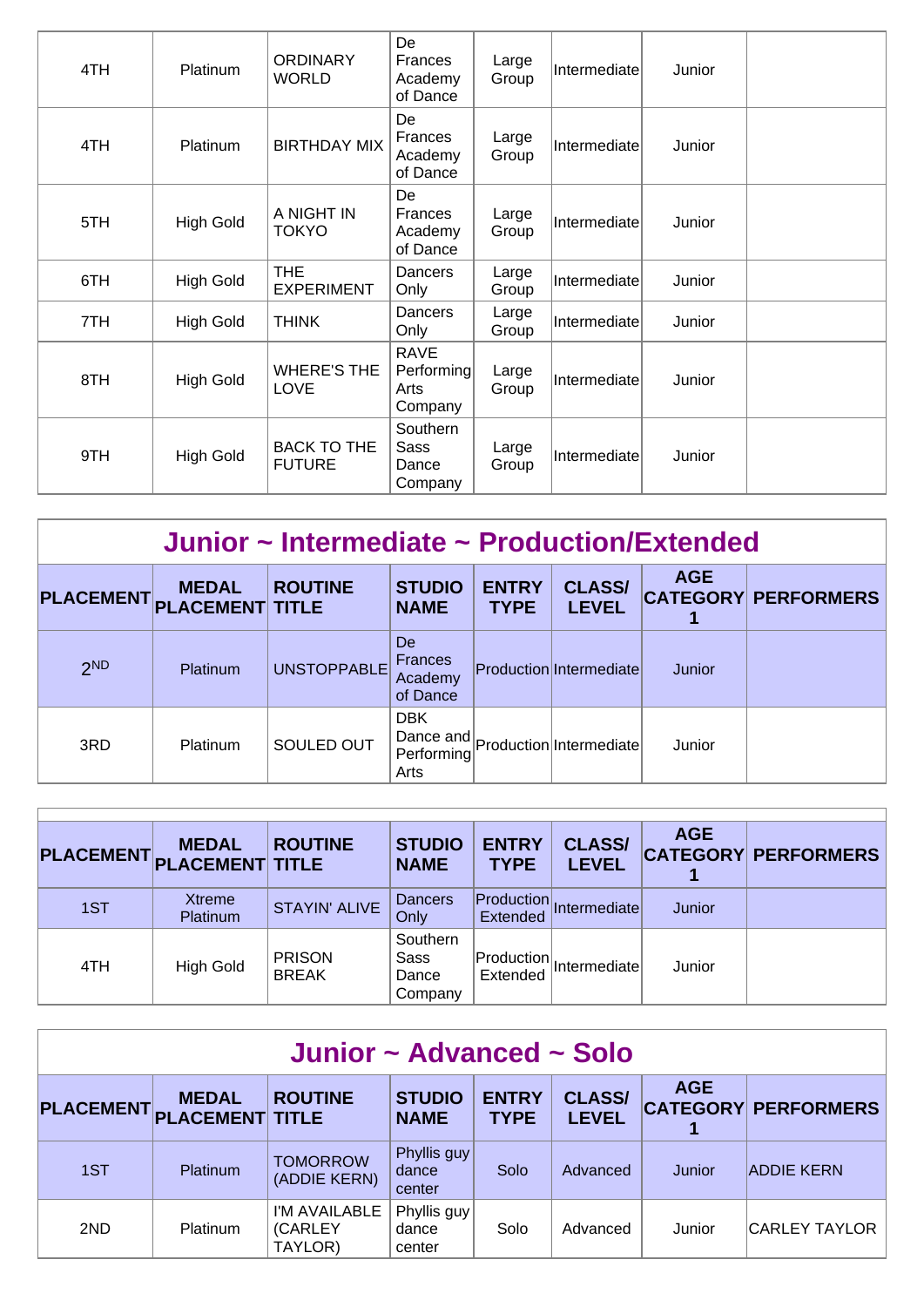| | | | | | | | |
|---|---|---|---|---|---|---|---|
| 4TH | Platinum | ORDINARY WORLD | De Frances Academy of Dance | Large Group | Intermediate | Junior | |
| 4TH | Platinum | BIRTHDAY MIX | De Frances Academy of Dance | Large Group | Intermediate | Junior | |
| 5TH | High Gold | A NIGHT IN TOKYO | De Frances Academy of Dance | Large Group | Intermediate | Junior | |
| 6TH | High Gold | THE EXPERIMENT | Dancers Only | Large Group | Intermediate | Junior | |
| 7TH | High Gold | THINK | Dancers Only | Large Group | Intermediate | Junior | |
| 8TH | High Gold | WHERE'S THE LOVE | RAVE Performing Arts Company | Large Group | Intermediate | Junior | |
| 9TH | High Gold | BACK TO THE FUTURE | Southern Sass Dance Company | Large Group | Intermediate | Junior | |

## Junior ~ Intermediate ~ Production/Extended

| PLACEMENT | MEDAL PLACEMENT | ROUTINE TITLE | STUDIO NAME | ENTRY TYPE | CLASS/ LEVEL | AGE CATEGORY 1 | PERFORMERS |
|---|---|---|---|---|---|---|---|
| 2ND | Platinum | UNSTOPPABLE | De Frances Academy of Dance | Production | Intermediate | Junior | |
| 3RD | Platinum | SOULED OUT | DBK Dance and Performing Arts | Production | Intermediate | Junior | |

| PLACEMENT | MEDAL PLACEMENT | ROUTINE TITLE | STUDIO NAME | ENTRY TYPE | CLASS/ LEVEL | AGE CATEGORY 1 | PERFORMERS |
|---|---|---|---|---|---|---|---|
| 1ST | Xtreme Platinum | STAYIN' ALIVE | Dancers Only | Production Extended | Intermediate | Junior | |
| 4TH | High Gold | PRISON BREAK | Southern Sass Dance Company | Production Extended | Intermediate | Junior | |

## Junior ~ Advanced ~ Solo

| PLACEMENT | MEDAL PLACEMENT | ROUTINE TITLE | STUDIO NAME | ENTRY TYPE | CLASS/ LEVEL | AGE CATEGORY 1 | PERFORMERS |
|---|---|---|---|---|---|---|---|
| 1ST | Platinum | TOMORROW (ADDIE KERN) | Phyllis guy dance center | Solo | Advanced | Junior | ADDIE KERN |
| 2ND | Platinum | I'M AVAILABLE (CARLEY TAYLOR) | Phyllis guy dance center | Solo | Advanced | Junior | CARLEY TAYLOR |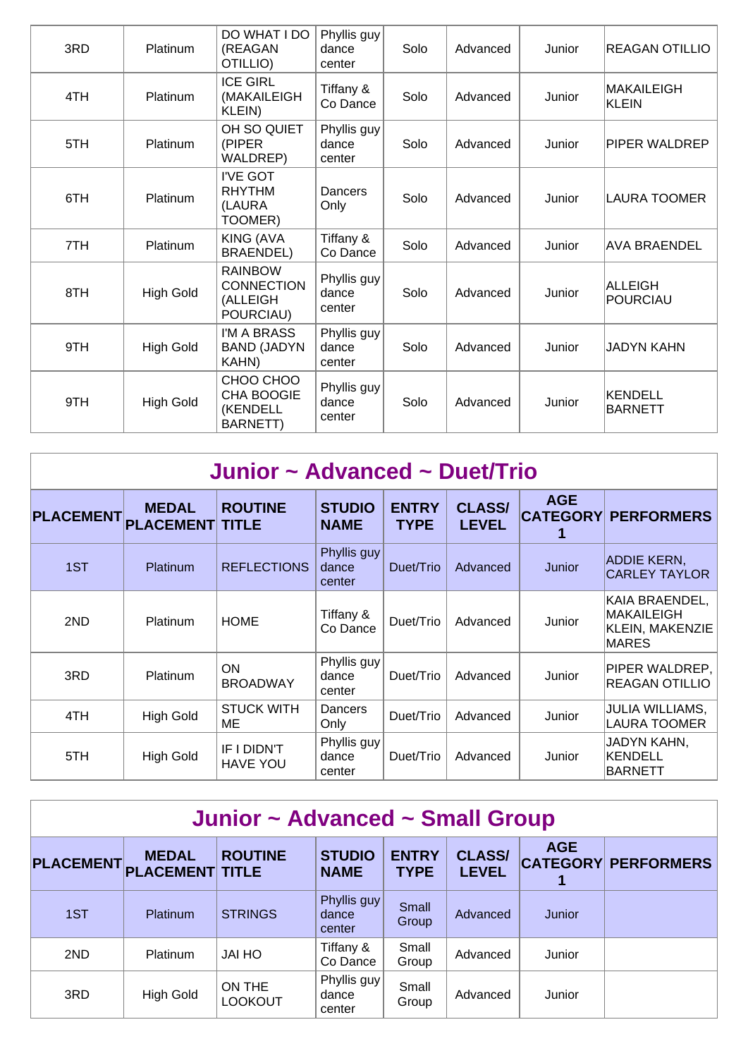| 3RD | Platinum | DO WHAT I DO (REAGAN OTILLIO) | Phyllis guy dance center | Solo | Advanced | Junior | REAGAN OTILLIO |
|---|---|---|---|---|---|---|---|
| 4TH | Platinum | ICE GIRL (MAKAILEIGH KLEIN) | Tiffany & Co Dance | Solo | Advanced | Junior | MAKAILEIGH KLEIN |
| 5TH | Platinum | OH SO QUIET (PIPER WALDREP) | Phyllis guy dance center | Solo | Advanced | Junior | PIPER WALDREP |
| 6TH | Platinum | I'VE GOT RHYTHM (LAURA TOOMER) | Dancers Only | Solo | Advanced | Junior | LAURA TOOMER |
| 7TH | Platinum | KING (AVA BRAENDEL) | Tiffany & Co Dance | Solo | Advanced | Junior | AVA BRAENDEL |
| 8TH | High Gold | RAINBOW CONNECTION (ALLEIGH POURCIAU) | Phyllis guy dance center | Solo | Advanced | Junior | ALLEIGH POURCIAU |
| 9TH | High Gold | I'M A BRASS BAND (JADYN KAHN) | Phyllis guy dance center | Solo | Advanced | Junior | JADYN KAHN |
| 9TH | High Gold | CHOO CHOO CHA BOOGIE (KENDELL BARNETT) | Phyllis guy dance center | Solo | Advanced | Junior | KENDELL BARNETT |

## Junior ~ Advanced ~ Duet/Trio

| PLACEMENT | MEDAL PLACEMENT | ROUTINE TITLE | STUDIO NAME | ENTRY TYPE | CLASS/ LEVEL | AGE CATEGORY 1 | PERFORMERS |
|---|---|---|---|---|---|---|---|
| 1ST | Platinum | REFLECTIONS | Phyllis guy dance center | Duet/Trio | Advanced | Junior | ADDIE KERN, CARLEY TAYLOR |
| 2ND | Platinum | HOME | Tiffany & Co Dance | Duet/Trio | Advanced | Junior | KAIA BRAENDEL, MAKAILEIGH KLEIN, MAKENZIE MARES |
| 3RD | Platinum | ON BROADWAY | Phyllis guy dance center | Duet/Trio | Advanced | Junior | PIPER WALDREP, REAGAN OTILLIO |
| 4TH | High Gold | STUCK WITH ME | Dancers Only | Duet/Trio | Advanced | Junior | JULIA WILLIAMS, LAURA TOOMER |
| 5TH | High Gold | IF I DIDN'T HAVE YOU | Phyllis guy dance center | Duet/Trio | Advanced | Junior | JADYN KAHN, KENDELL BARNETT |

## Junior ~ Advanced ~ Small Group

| PLACEMENT | MEDAL PLACEMENT | ROUTINE TITLE | STUDIO NAME | ENTRY TYPE | CLASS/ LEVEL | AGE CATEGORY 1 | PERFORMERS |
|---|---|---|---|---|---|---|---|
| 1ST | Platinum | STRINGS | Phyllis guy dance center | Small Group | Advanced | Junior | |
| 2ND | Platinum | JAI HO | Tiffany & Co Dance | Small Group | Advanced | Junior | |
| 3RD | High Gold | ON THE LOOKOUT | Phyllis guy dance center | Small Group | Advanced | Junior | |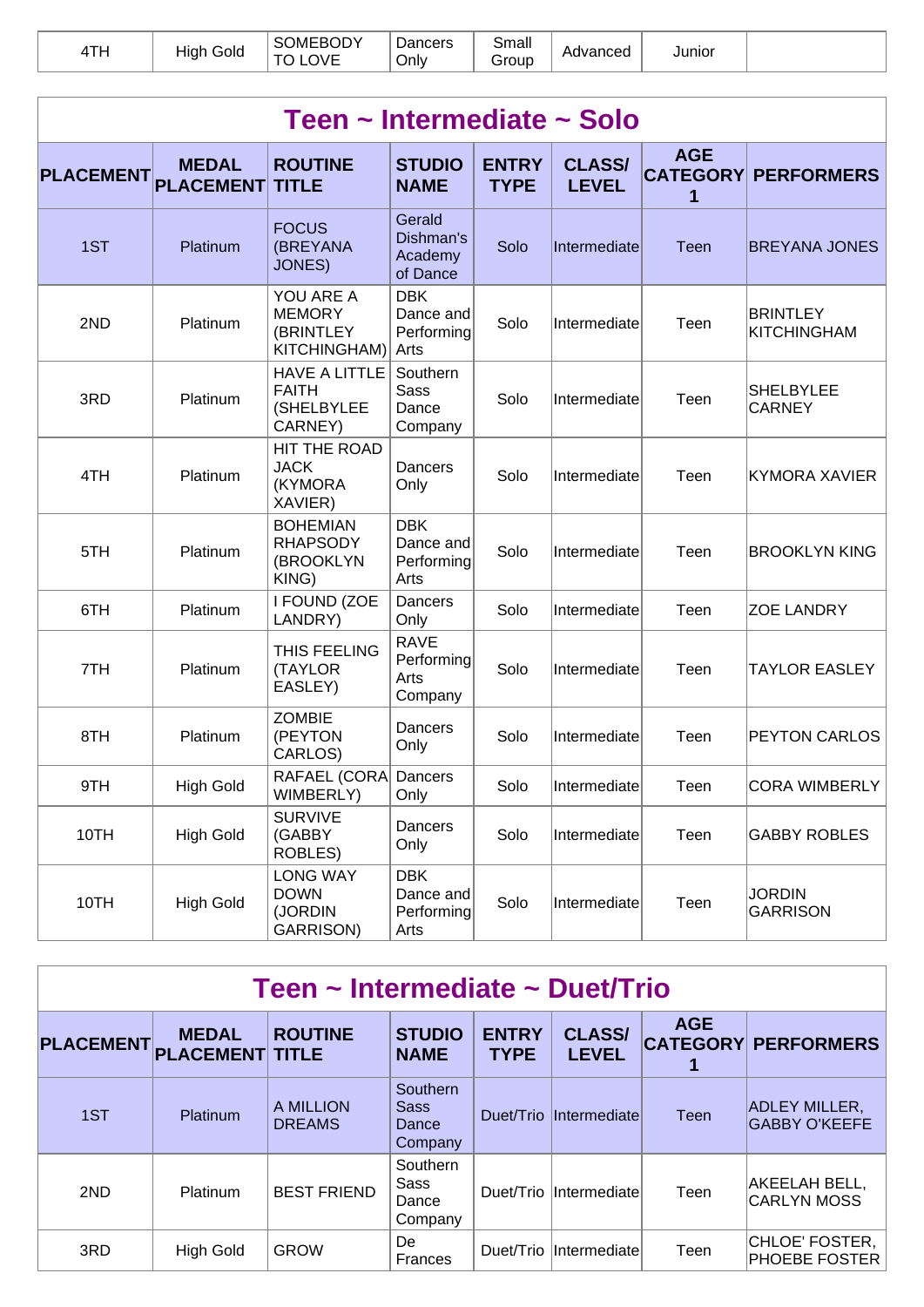| 4TH | High Gold | SOMEBODY TO LOVE | Dancers Only | Small Group | Advanced | Junior | |
|---|---|---|---|---|---|---|---|

## Teen ~ Intermediate ~ Solo

| PLACEMENT | MEDAL PLACEMENT | ROUTINE TITLE | STUDIO NAME | ENTRY TYPE | CLASS/ LEVEL | AGE CATEGORY 1 | PERFORMERS |
|---|---|---|---|---|---|---|---|
| 1ST | Platinum | FOCUS (BREYANA JONES) | Gerald Dishman's Academy of Dance | Solo | Intermediate | Teen | BREYANA JONES |
| 2ND | Platinum | YOU ARE A MEMORY (BRINTLEY KITCHINGHAM) | DBK Dance and Performing Arts | Solo | Intermediate | Teen | BRINTLEY KITCHINGHAM |
| 3RD | Platinum | HAVE A LITTLE FAITH (SHELBYLEE CARNEY) | Southern Sass Dance Company | Solo | Intermediate | Teen | SHELBYLEE CARNEY |
| 4TH | Platinum | HIT THE ROAD JACK (KYMORA XAVIER) | Dancers Only | Solo | Intermediate | Teen | KYMORA XAVIER |
| 5TH | Platinum | BOHEMIAN RHAPSODY (BROOKLYN KING) | DBK Dance and Performing Arts | Solo | Intermediate | Teen | BROOKLYN KING |
| 6TH | Platinum | I FOUND (ZOE LANDRY) | Dancers Only | Solo | Intermediate | Teen | ZOE LANDRY |
| 7TH | Platinum | THIS FEELING (TAYLOR EASLEY) | RAVE Performing Arts Company | Solo | Intermediate | Teen | TAYLOR EASLEY |
| 8TH | Platinum | ZOMBIE (PEYTON CARLOS) | Dancers Only | Solo | Intermediate | Teen | PEYTON CARLOS |
| 9TH | High Gold | RAFAEL (CORA WIMBERLY) | Dancers Only | Solo | Intermediate | Teen | CORA WIMBERLY |
| 10TH | High Gold | SURVIVE (GABBY ROBLES) | Dancers Only | Solo | Intermediate | Teen | GABBY ROBLES |
| 10TH | High Gold | LONG WAY DOWN (JORDIN GARRISON) | DBK Dance and Performing Arts | Solo | Intermediate | Teen | JORDIN GARRISON |

## Teen ~ Intermediate ~ Duet/Trio

| PLACEMENT | MEDAL PLACEMENT | ROUTINE TITLE | STUDIO NAME | ENTRY TYPE | CLASS/ LEVEL | AGE CATEGORY 1 | PERFORMERS |
|---|---|---|---|---|---|---|---|
| 1ST | Platinum | A MILLION DREAMS | Southern Sass Dance Company | Duet/Trio | Intermediate | Teen | ADLEY MILLER, GABBY O'KEEFE |
| 2ND | Platinum | BEST FRIEND | Southern Sass Dance Company | Duet/Trio | Intermediate | Teen | AKEELAH BELL, CARLYN MOSS |
| 3RD | High Gold | GROW | De Frances | Duet/Trio | Intermediate | Teen | CHLOE' FOSTER, PHOEBE FOSTER |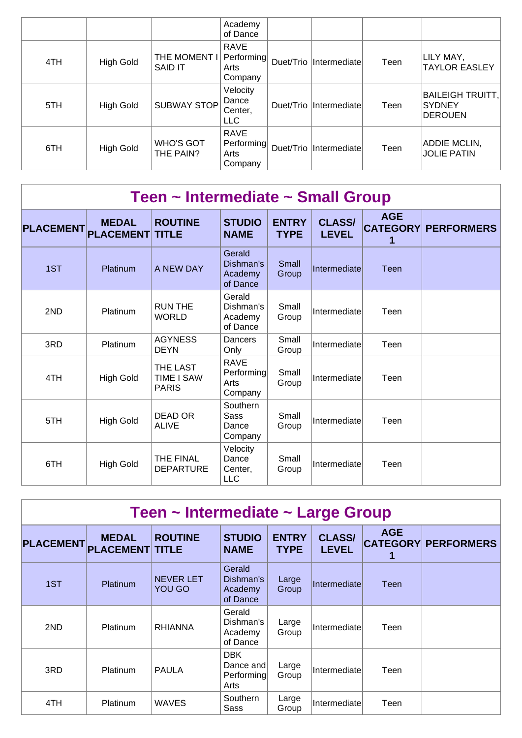| | | | Academy of Dance | | | | |
|---|---|---|---|---|---|---|---|
| 4TH | High Gold | THE MOMENT I SAID IT | RAVE Performing Arts Company | Duet/Trio | Intermediate | Teen | LILY MAY, TAYLOR EASLEY |
| 5TH | High Gold | SUBWAY STOP | Velocity Dance Center, LLC | Duet/Trio | Intermediate | Teen | BAILEIGH TRUITT, SYDNEY DEROUEN |
| 6TH | High Gold | WHO'S GOT THE PAIN? | RAVE Performing Arts Company | Duet/Trio | Intermediate | Teen | ADDIE MCLIN, JOLIE PATIN |

## Teen ~ Intermediate ~ Small Group

| PLACEMENT | MEDAL PLACEMENT | ROUTINE TITLE | STUDIO NAME | ENTRY TYPE | CLASS/ LEVEL | AGE CATEGORY 1 | PERFORMERS |
|---|---|---|---|---|---|---|---|
| 1ST | Platinum | A NEW DAY | Gerald Dishman's Academy of Dance | Small Group | Intermediate | Teen | |
| 2ND | Platinum | RUN THE WORLD | Gerald Dishman's Academy of Dance | Small Group | Intermediate | Teen | |
| 3RD | Platinum | AGYNESS DEYN | Dancers Only | Small Group | Intermediate | Teen | |
| 4TH | High Gold | THE LAST TIME I SAW PARIS | RAVE Performing Arts Company | Small Group | Intermediate | Teen | |
| 5TH | High Gold | DEAD OR ALIVE | Southern Sass Dance Company | Small Group | Intermediate | Teen | |
| 6TH | High Gold | THE FINAL DEPARTURE | Velocity Dance Center, LLC | Small Group | Intermediate | Teen | |

## Teen ~ Intermediate ~ Large Group

| PLACEMENT | MEDAL PLACEMENT | ROUTINE TITLE | STUDIO NAME | ENTRY TYPE | CLASS/ LEVEL | AGE CATEGORY 1 | PERFORMERS |
|---|---|---|---|---|---|---|---|
| 1ST | Platinum | NEVER LET YOU GO | Gerald Dishman's Academy of Dance | Large Group | Intermediate | Teen | |
| 2ND | Platinum | RHIANNA | Gerald Dishman's Academy of Dance | Large Group | Intermediate | Teen | |
| 3RD | Platinum | PAULA | DBK Dance and Performing Arts | Large Group | Intermediate | Teen | |
| 4TH | Platinum | WAVES | Southern Sass | Large Group | Intermediate | Teen | |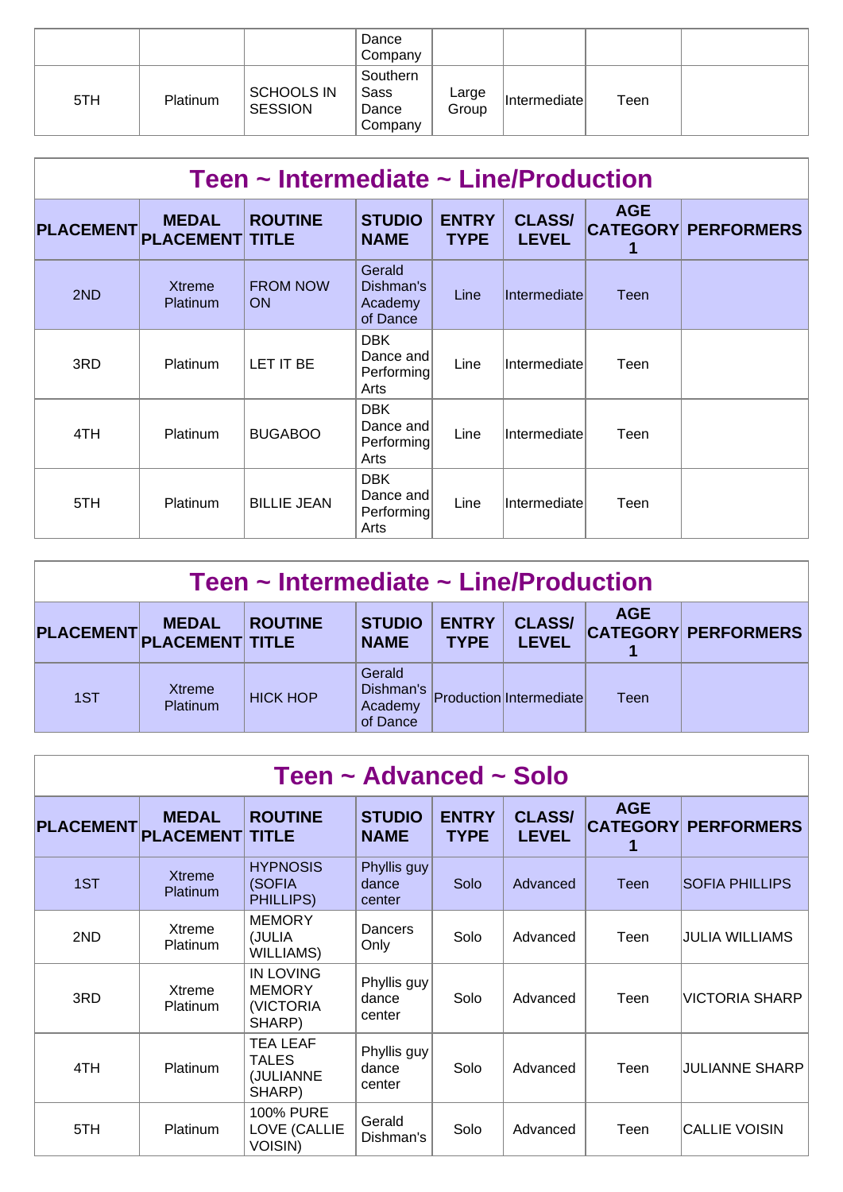| | | | Dance Company | | | | |
|---|---|---|---|---|---|---|---|
| 5TH | Platinum | SCHOOLS IN SESSION | Southern Sass Dance Company | Large Group | Intermediate | Teen | |

## Teen ~ Intermediate ~ Line/Production

| PLACEMENT | MEDAL PLACEMENT | ROUTINE TITLE | STUDIO NAME | ENTRY TYPE | CLASS/ LEVEL | AGE CATEGORY 1 | PERFORMERS |
|---|---|---|---|---|---|---|---|
| 2ND | Xtreme Platinum | FROM NOW ON | Gerald Dishman's Academy of Dance | Line | Intermediate | Teen | |
| 3RD | Platinum | LET IT BE | DBK Dance and Performing Arts | Line | Intermediate | Teen | |
| 4TH | Platinum | BUGABOO | DBK Dance and Performing Arts | Line | Intermediate | Teen | |
| 5TH | Platinum | BILLIE JEAN | DBK Dance and Performing Arts | Line | Intermediate | Teen | |

## Teen ~ Intermediate ~ Line/Production

| PLACEMENT | MEDAL PLACEMENT | ROUTINE TITLE | STUDIO NAME | ENTRY TYPE | CLASS/ LEVEL | AGE CATEGORY 1 | PERFORMERS |
|---|---|---|---|---|---|---|---|
| 1ST | Xtreme Platinum | HICK HOP | Gerald Dishman's Academy of Dance | Production | Intermediate | Teen | |

## Teen ~ Advanced ~ Solo

| PLACEMENT | MEDAL PLACEMENT | ROUTINE TITLE | STUDIO NAME | ENTRY TYPE | CLASS/ LEVEL | AGE CATEGORY 1 | PERFORMERS |
|---|---|---|---|---|---|---|---|
| 1ST | Xtreme Platinum | HYPNOSIS (SOFIA PHILLIPS) | Phyllis guy dance center | Solo | Advanced | Teen | SOFIA PHILLIPS |
| 2ND | Xtreme Platinum | MEMORY (JULIA WILLIAMS) | Dancers Only | Solo | Advanced | Teen | JULIA WILLIAMS |
| 3RD | Xtreme Platinum | IN LOVING MEMORY (VICTORIA SHARP) | Phyllis guy dance center | Solo | Advanced | Teen | VICTORIA SHARP |
| 4TH | Platinum | TEA LEAF TALES (JULIANNE SHARP) | Phyllis guy dance center | Solo | Advanced | Teen | JULIANNE SHARP |
| 5TH | Platinum | 100% PURE LOVE (CALLIE VOISIN) | Gerald Dishman's | Solo | Advanced | Teen | CALLIE VOISIN |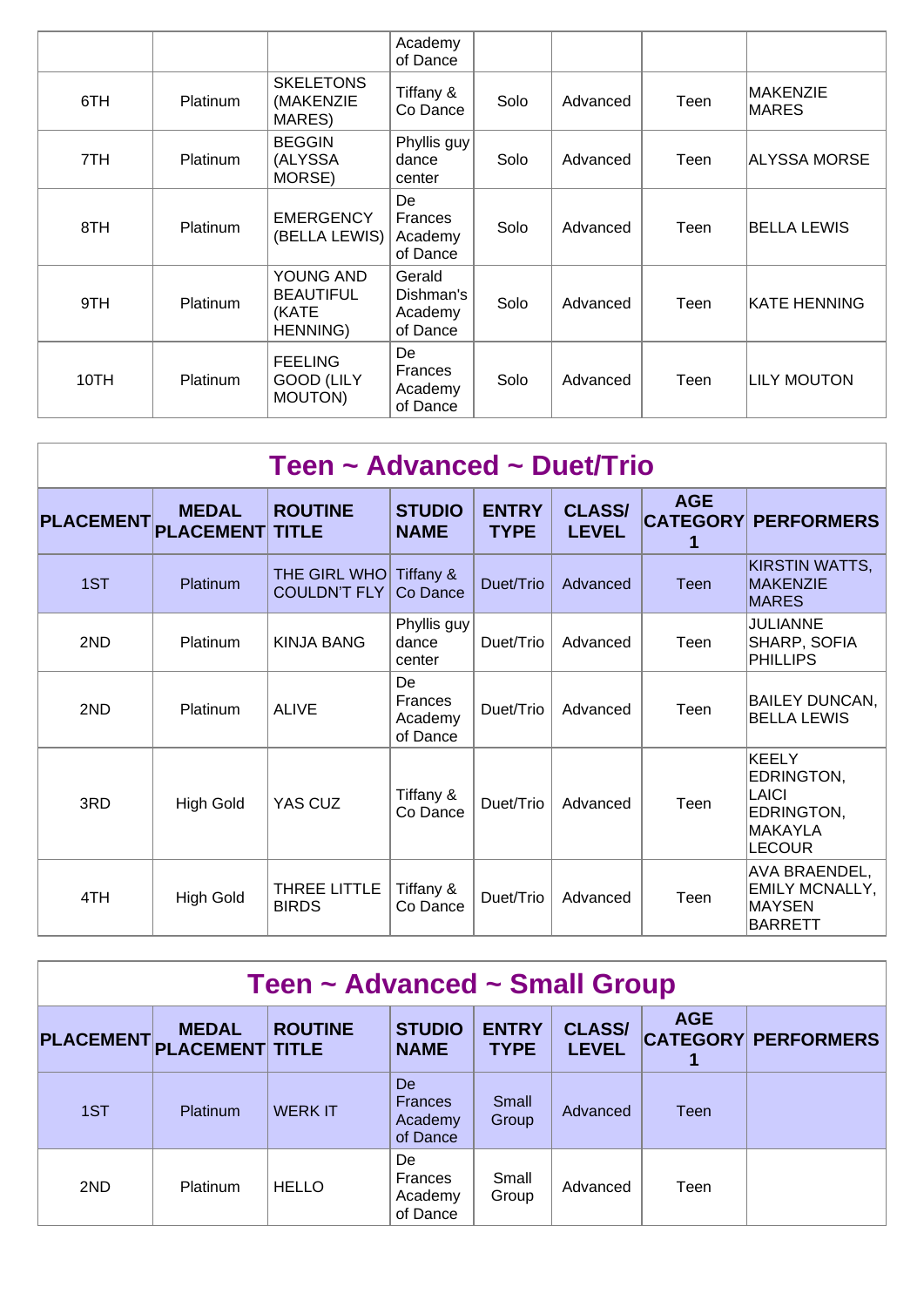| | | | Academy of Dance | | | | |
|---|---|---|---|---|---|---|---|
| 6TH | Platinum | SKELETONS (MAKENZIE MARES) | Tiffany & Co Dance | Solo | Advanced | Teen | MAKENZIE MARES |
| 7TH | Platinum | BEGGIN (ALYSSA MORSE) | Phyllis guy dance center | Solo | Advanced | Teen | ALYSSA MORSE |
| 8TH | Platinum | EMERGENCY (BELLA LEWIS) | De Frances Academy of Dance | Solo | Advanced | Teen | BELLA LEWIS |
| 9TH | Platinum | YOUNG AND BEAUTIFUL (KATE HENNING) | Gerald Dishman's Academy of Dance | Solo | Advanced | Teen | KATE HENNING |
| 10TH | Platinum | FEELING GOOD (LILY MOUTON) | De Frances Academy of Dance | Solo | Advanced | Teen | LILY MOUTON |

## Teen ~ Advanced ~ Duet/Trio

| PLACEMENT | MEDAL PLACEMENT | ROUTINE TITLE | STUDIO NAME | ENTRY TYPE | CLASS/ LEVEL | AGE CATEGORY 1 | PERFORMERS |
|---|---|---|---|---|---|---|---|
| 1ST | Platinum | THE GIRL WHO COULDN'T FLY | Tiffany & Co Dance | Duet/Trio | Advanced | Teen | KIRSTIN WATTS, MAKENZIE MARES |
| 2ND | Platinum | KINJA BANG | Phyllis guy dance center | Duet/Trio | Advanced | Teen | JULIANNE SHARP, SOFIA PHILLIPS |
| 2ND | Platinum | ALIVE | De Frances Academy of Dance | Duet/Trio | Advanced | Teen | BAILEY DUNCAN, BELLA LEWIS |
| 3RD | High Gold | YAS CUZ | Tiffany & Co Dance | Duet/Trio | Advanced | Teen | KEELY EDRINGTON, LAICI EDRINGTON, MAKAYLA LECOUR |
| 4TH | High Gold | THREE LITTLE BIRDS | Tiffany & Co Dance | Duet/Trio | Advanced | Teen | AVA BRAENDEL, EMILY MCNALLY, MAYSEN BARRETT |

## Teen ~ Advanced ~ Small Group

| PLACEMENT | MEDAL PLACEMENT | ROUTINE TITLE | STUDIO NAME | ENTRY TYPE | CLASS/ LEVEL | AGE CATEGORY 1 | PERFORMERS |
|---|---|---|---|---|---|---|---|
| 1ST | Platinum | WERK IT | De Frances Academy of Dance | Small Group | Advanced | Teen | |
| 2ND | Platinum | HELLO | De Frances Academy of Dance | Small Group | Advanced | Teen | |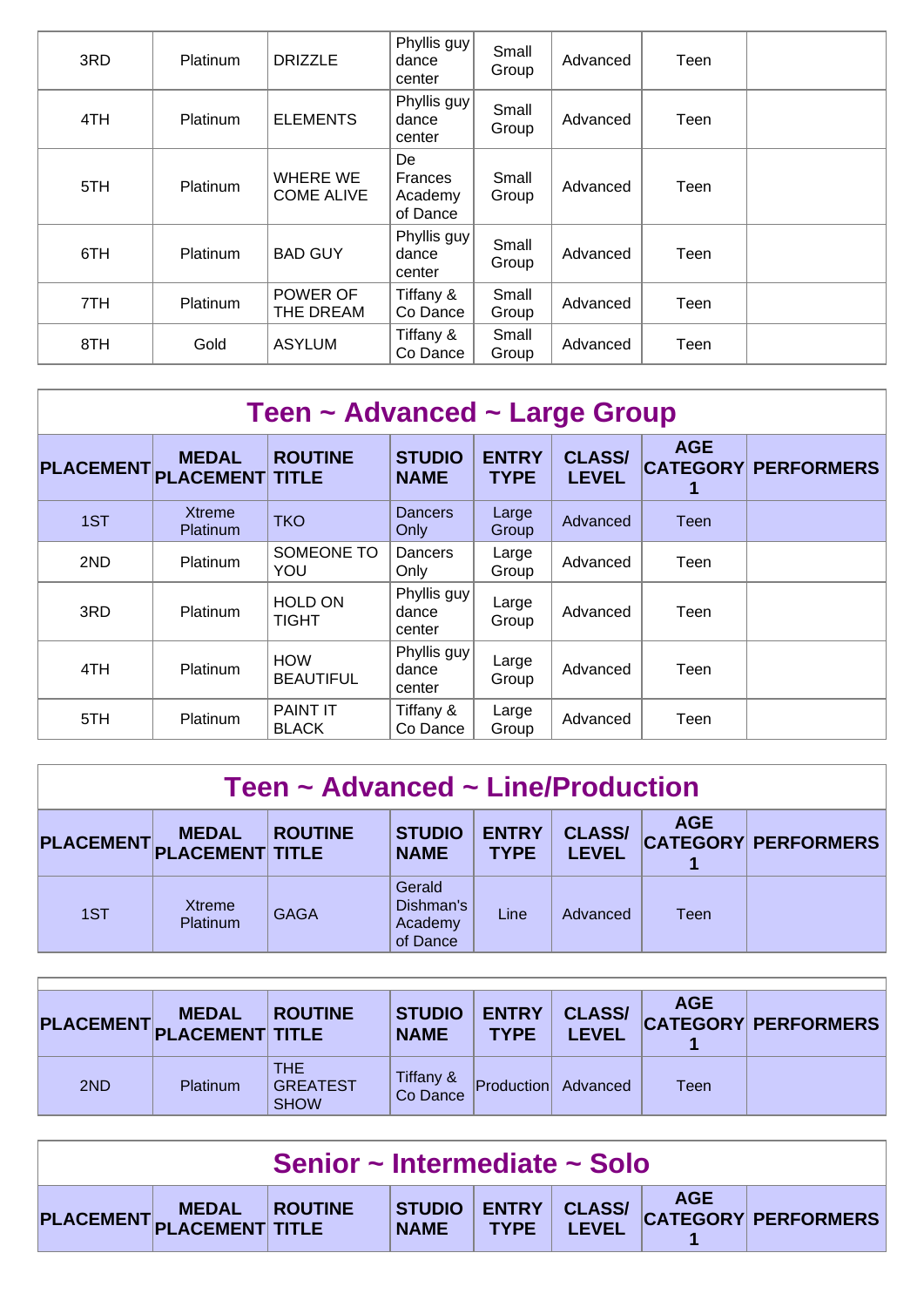| | | | | | | | |
|---|---|---|---|---|---|---|---|
| 3RD | Platinum | DRIZZLE | Phyllis guy dance center | Small Group | Advanced | Teen | |
| 4TH | Platinum | ELEMENTS | Phyllis guy dance center | Small Group | Advanced | Teen | |
| 5TH | Platinum | WHERE WE COME ALIVE | De Frances Academy of Dance | Small Group | Advanced | Teen | |
| 6TH | Platinum | BAD GUY | Phyllis guy dance center | Small Group | Advanced | Teen | |
| 7TH | Platinum | POWER OF THE DREAM | Tiffany & Co Dance | Small Group | Advanced | Teen | |
| 8TH | Gold | ASYLUM | Tiffany & Co Dance | Small Group | Advanced | Teen | |

## Teen ~ Advanced ~ Large Group

| PLACEMENT | MEDAL PLACEMENT | ROUTINE TITLE | STUDIO NAME | ENTRY TYPE | CLASS/ LEVEL | AGE CATEGORY 1 | PERFORMERS |
|---|---|---|---|---|---|---|---|
| 1ST | Xtreme Platinum | TKO | Dancers Only | Large Group | Advanced | Teen | |
| 2ND | Platinum | SOMEONE TO YOU | Dancers Only | Large Group | Advanced | Teen | |
| 3RD | Platinum | HOLD ON TIGHT | Phyllis guy dance center | Large Group | Advanced | Teen | |
| 4TH | Platinum | HOW BEAUTIFUL | Phyllis guy dance center | Large Group | Advanced | Teen | |
| 5TH | Platinum | PAINT IT BLACK | Tiffany & Co Dance | Large Group | Advanced | Teen | |

## Teen ~ Advanced ~ Line/Production

| PLACEMENT | MEDAL PLACEMENT | ROUTINE TITLE | STUDIO NAME | ENTRY TYPE | CLASS/ LEVEL | AGE CATEGORY 1 | PERFORMERS |
|---|---|---|---|---|---|---|---|
| 1ST | Xtreme Platinum | GAGA | Gerald Dishman's Academy of Dance | Line | Advanced | Teen | |

| PLACEMENT | MEDAL PLACEMENT | ROUTINE TITLE | STUDIO NAME | ENTRY TYPE | CLASS/ LEVEL | AGE CATEGORY 1 | PERFORMERS |
|---|---|---|---|---|---|---|---|
| 2ND | Platinum | THE GREATEST SHOW | Tiffany & Co Dance | Production | Advanced | Teen | |

## Senior ~ Intermediate ~ Solo

| PLACEMENT | MEDAL PLACEMENT | ROUTINE TITLE | STUDIO NAME | ENTRY TYPE | CLASS/ LEVEL | AGE CATEGORY 1 | PERFORMERS |
|---|---|---|---|---|---|---|---|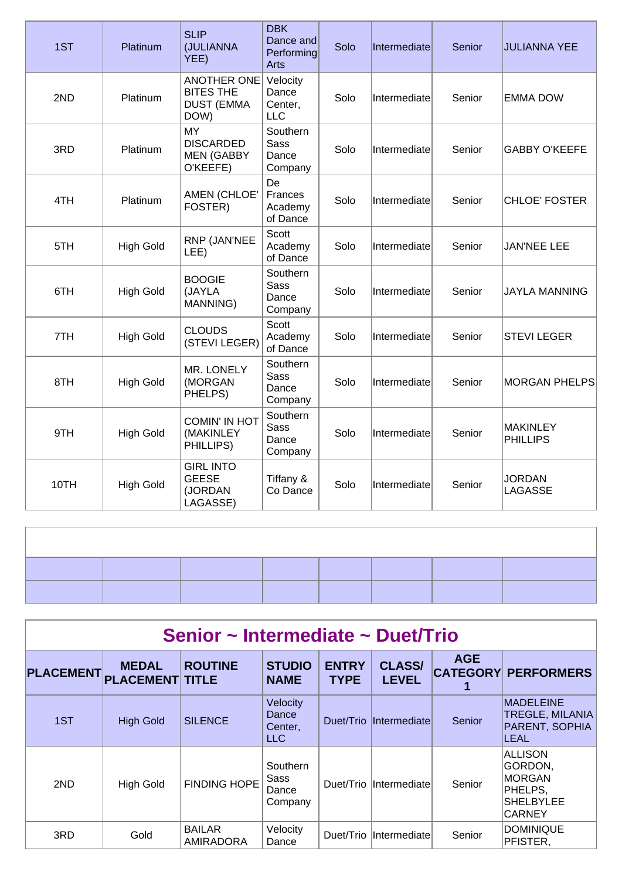| | | | | | | | |
|---|---|---|---|---|---|---|---|
| 1ST | Platinum | SLIP (JULIANNA YEE) | DBK Dance and Performing Arts | Solo | Intermediate | Senior | JULIANNA YEE |
| 2ND | Platinum | ANOTHER ONE BITES THE DUST (EMMA DOW) | Velocity Dance Center, LLC | Solo | Intermediate | Senior | EMMA DOW |
| 3RD | Platinum | MY DISCARDED MEN (GABBY O'KEEFE) | Southern Sass Dance Company | Solo | Intermediate | Senior | GABBY O'KEEFE |
| 4TH | Platinum | AMEN (CHLOE' FOSTER) | De Frances Academy of Dance | Solo | Intermediate | Senior | CHLOE' FOSTER |
| 5TH | High Gold | RNP (JAN'NEE LEE) | Scott Academy of Dance | Solo | Intermediate | Senior | JAN'NEE LEE |
| 6TH | High Gold | BOOGIE (JAYLA MANNING) | Southern Sass Dance Company | Solo | Intermediate | Senior | JAYLA MANNING |
| 7TH | High Gold | CLOUDS (STEVI LEGER) | Scott Academy of Dance | Solo | Intermediate | Senior | STEVI LEGER |
| 8TH | High Gold | MR. LONELY (MORGAN PHELPS) | Southern Sass Dance Company | Solo | Intermediate | Senior | MORGAN PHELPS |
| 9TH | High Gold | COMIN' IN HOT (MAKINLEY PHILLIPS) | Southern Sass Dance Company | Solo | Intermediate | Senior | MAKINLEY PHILLIPS |
| 10TH | High Gold | GIRL INTO GEESE (JORDAN LAGASSE) | Tiffany & Co Dance | Solo | Intermediate | Senior | JORDAN LAGASSE |

## Senior ~ Intermediate ~ Duet/Trio

| PLACEMENT | MEDAL PLACEMENT | ROUTINE TITLE | STUDIO NAME | ENTRY TYPE | CLASS/ LEVEL | AGE CATEGORY 1 | PERFORMERS |
|---|---|---|---|---|---|---|---|
| 1ST | High Gold | SILENCE | Velocity Dance Center, LLC | Duet/Trio | Intermediate | Senior | MADELEINE TREGLE, MILANIA PARENT, SOPHIA LEAL |
| 2ND | High Gold | FINDING HOPE | Southern Sass Dance Company | Duet/Trio | Intermediate | Senior | ALLISON GORDON, MORGAN PHELPS, SHELBYLEE CARNEY |
| 3RD | Gold | BAILAR AMIRADORA | Velocity Dance | Duet/Trio | Intermediate | Senior | DOMINIQUE PFISTER, |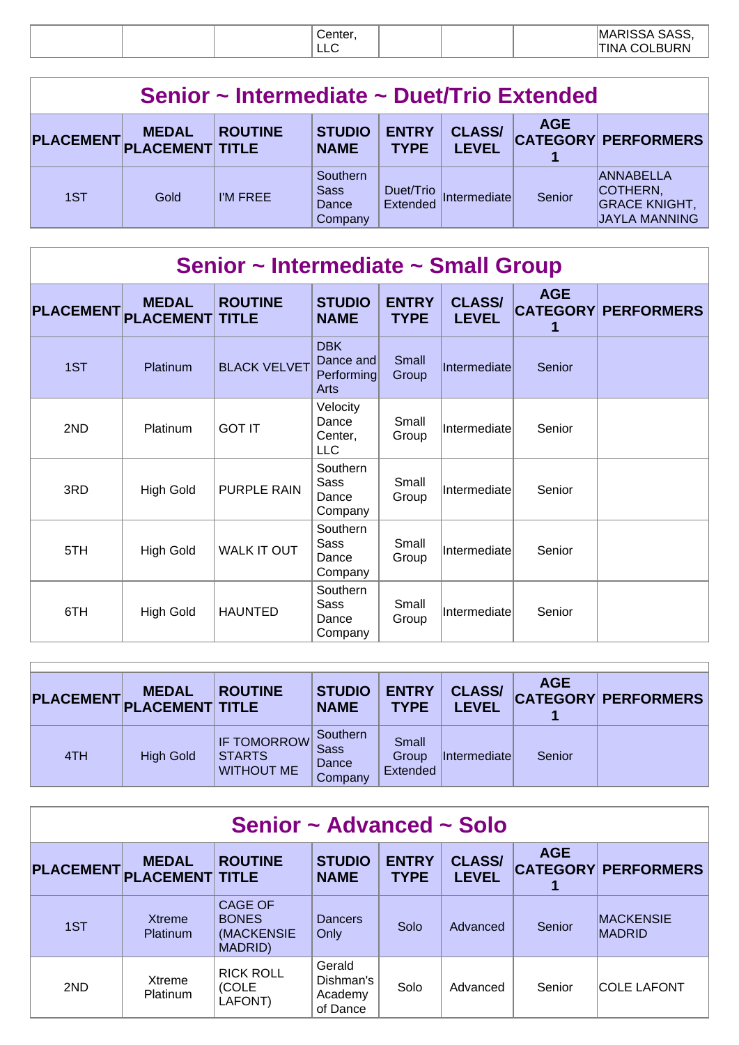| | | | Center, LLC | | | | MARISSA SASS, TINA COLBURN |
|---|---|---|---|---|---|---|---|

## Senior ~ Intermediate ~ Duet/Trio Extended

| PLACEMENT | MEDAL PLACEMENT | ROUTINE TITLE | STUDIO NAME | ENTRY TYPE | CLASS/ LEVEL | AGE CATEGORY 1 | PERFORMERS |
|---|---|---|---|---|---|---|---|
| 1ST | Gold | I'M FREE | Southern Sass Dance Company | Duet/Trio Extended | Intermediate | Senior | ANNABELLA COTHERN, GRACE KNIGHT, JAYLA MANNING |

## Senior ~ Intermediate ~ Small Group

| PLACEMENT | MEDAL PLACEMENT | ROUTINE TITLE | STUDIO NAME | ENTRY TYPE | CLASS/ LEVEL | AGE CATEGORY 1 | PERFORMERS |
|---|---|---|---|---|---|---|---|
| 1ST | Platinum | BLACK VELVET | DBK Dance and Performing Arts | Small Group | Intermediate | Senior | |
| 2ND | Platinum | GOT IT | Velocity Dance Center, LLC | Small Group | Intermediate | Senior | |
| 3RD | High Gold | PURPLE RAIN | Southern Sass Dance Company | Small Group | Intermediate | Senior | |
| 5TH | High Gold | WALK IT OUT | Southern Sass Dance Company | Small Group | Intermediate | Senior | |
| 6TH | High Gold | HAUNTED | Southern Sass Dance Company | Small Group | Intermediate | Senior | |

| PLACEMENT | MEDAL PLACEMENT | ROUTINE TITLE | STUDIO NAME | ENTRY TYPE | CLASS/ LEVEL | AGE CATEGORY 1 | PERFORMERS |
|---|---|---|---|---|---|---|---|
| 4TH | High Gold | IF TOMORROW STARTS WITHOUT ME | Southern Sass Dance Company | Small Group Extended | Intermediate | Senior | |

## Senior ~ Advanced ~ Solo

| PLACEMENT | MEDAL PLACEMENT | ROUTINE TITLE | STUDIO NAME | ENTRY TYPE | CLASS/ LEVEL | AGE CATEGORY 1 | PERFORMERS |
|---|---|---|---|---|---|---|---|
| 1ST | Xtreme Platinum | CAGE OF BONES (MACKENSIE MADRID) | Dancers Only | Solo | Advanced | Senior | MACKENSIE MADRID |
| 2ND | Xtreme Platinum | RICK ROLL (COLE LAFONT) | Gerald Dishman's Academy of Dance | Solo | Advanced | Senior | COLE LAFONT |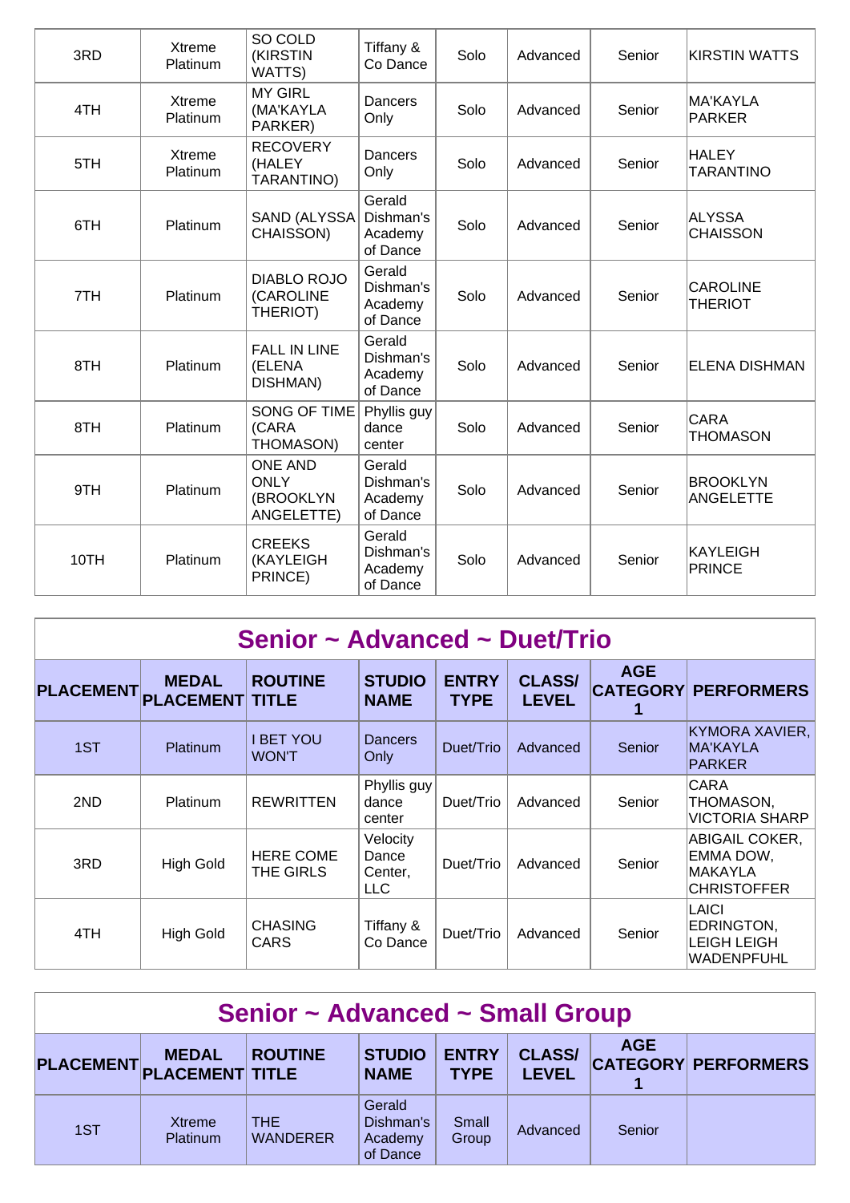| | | | | | | | |
|---|---|---|---|---|---|---|---|
| 3RD | Xtreme Platinum | SO COLD (KIRSTIN WATTS) | Tiffany & Co Dance | Solo | Advanced | Senior | KIRSTIN WATTS |
| 4TH | Xtreme Platinum | MY GIRL (MA'KAYLA PARKER) | Dancers Only | Solo | Advanced | Senior | MA'KAYLA PARKER |
| 5TH | Xtreme Platinum | RECOVERY (HALEY TARANTINO) | Dancers Only | Solo | Advanced | Senior | HALEY TARANTINO |
| 6TH | Platinum | SAND (ALYSSA CHAISSON) | Gerald Dishman's Academy of Dance | Solo | Advanced | Senior | ALYSSA CHAISSON |
| 7TH | Platinum | DIABLO ROJO (CAROLINE THERIOT) | Gerald Dishman's Academy of Dance | Solo | Advanced | Senior | CAROLINE THERIOT |
| 8TH | Platinum | FALL IN LINE (ELENA DISHMAN) | Gerald Dishman's Academy of Dance | Solo | Advanced | Senior | ELENA DISHMAN |
| 8TH | Platinum | SONG OF TIME (CARA THOMASON) | Phyllis guy dance center | Solo | Advanced | Senior | CARA THOMASON |
| 9TH | Platinum | ONE AND ONLY (BROOKLYN ANGELETTE) | Gerald Dishman's Academy of Dance | Solo | Advanced | Senior | BROOKLYN ANGELETTE |
| 10TH | Platinum | CREEKS (KAYLEIGH PRINCE) | Gerald Dishman's Academy of Dance | Solo | Advanced | Senior | KAYLEIGH PRINCE |

## Senior ~ Advanced ~ Duet/Trio

| PLACEMENT | MEDAL PLACEMENT | ROUTINE TITLE | STUDIO NAME | ENTRY TYPE | CLASS/ LEVEL | AGE CATEGORY 1 | PERFORMERS |
|---|---|---|---|---|---|---|---|
| 1ST | Platinum | I BET YOU WON'T | Dancers Only | Duet/Trio | Advanced | Senior | KYMORA XAVIER, MA'KAYLA PARKER |
| 2ND | Platinum | REWRITTEN | Phyllis guy dance center | Duet/Trio | Advanced | Senior | CARA THOMASON, VICTORIA SHARP |
| 3RD | High Gold | HERE COME THE GIRLS | Velocity Dance Center, LLC | Duet/Trio | Advanced | Senior | ABIGAIL COKER, EMMA DOW, MAKAYLA CHRISTOFFER |
| 4TH | High Gold | CHASING CARS | Tiffany & Co Dance | Duet/Trio | Advanced | Senior | LAICI EDRINGTON, LEIGH LEIGH WADENPFUHL |

## Senior ~ Advanced ~ Small Group

| PLACEMENT | MEDAL PLACEMENT | ROUTINE TITLE | STUDIO NAME | ENTRY TYPE | CLASS/ LEVEL | AGE CATEGORY 1 | PERFORMERS |
|---|---|---|---|---|---|---|---|
| 1ST | Xtreme Platinum | THE WANDERER | Gerald Dishman's Academy of Dance | Small Group | Advanced | Senior | |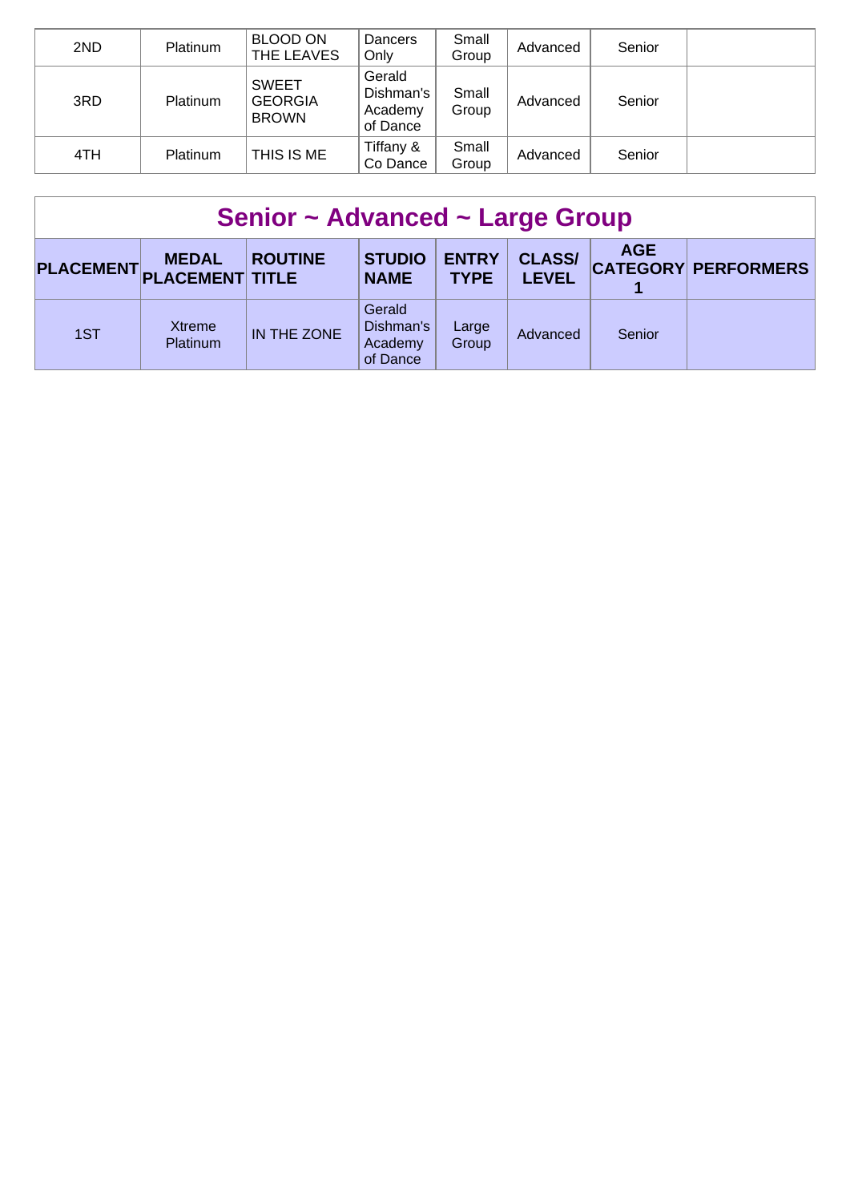| | | | | | | | |
|---|---|---|---|---|---|---|---|
| 2ND | Platinum | BLOOD ON THE LEAVES | Dancers Only | Small Group | Advanced | Senior | |
| 3RD | Platinum | SWEET GEORGIA BROWN | Gerald Dishman's Academy of Dance | Small Group | Advanced | Senior | |
| 4TH | Platinum | THIS IS ME | Tiffany & Co Dance | Small Group | Advanced | Senior | |

## Senior ~ Advanced ~ Large Group

| PLACEMENT | MEDAL PLACEMENT | ROUTINE TITLE | STUDIO NAME | ENTRY TYPE | CLASS/ LEVEL | AGE CATEGORY 1 | PERFORMERS |
|---|---|---|---|---|---|---|---|
| 1ST | Xtreme Platinum | IN THE ZONE | Gerald Dishman's Academy of Dance | Large Group | Advanced | Senior | |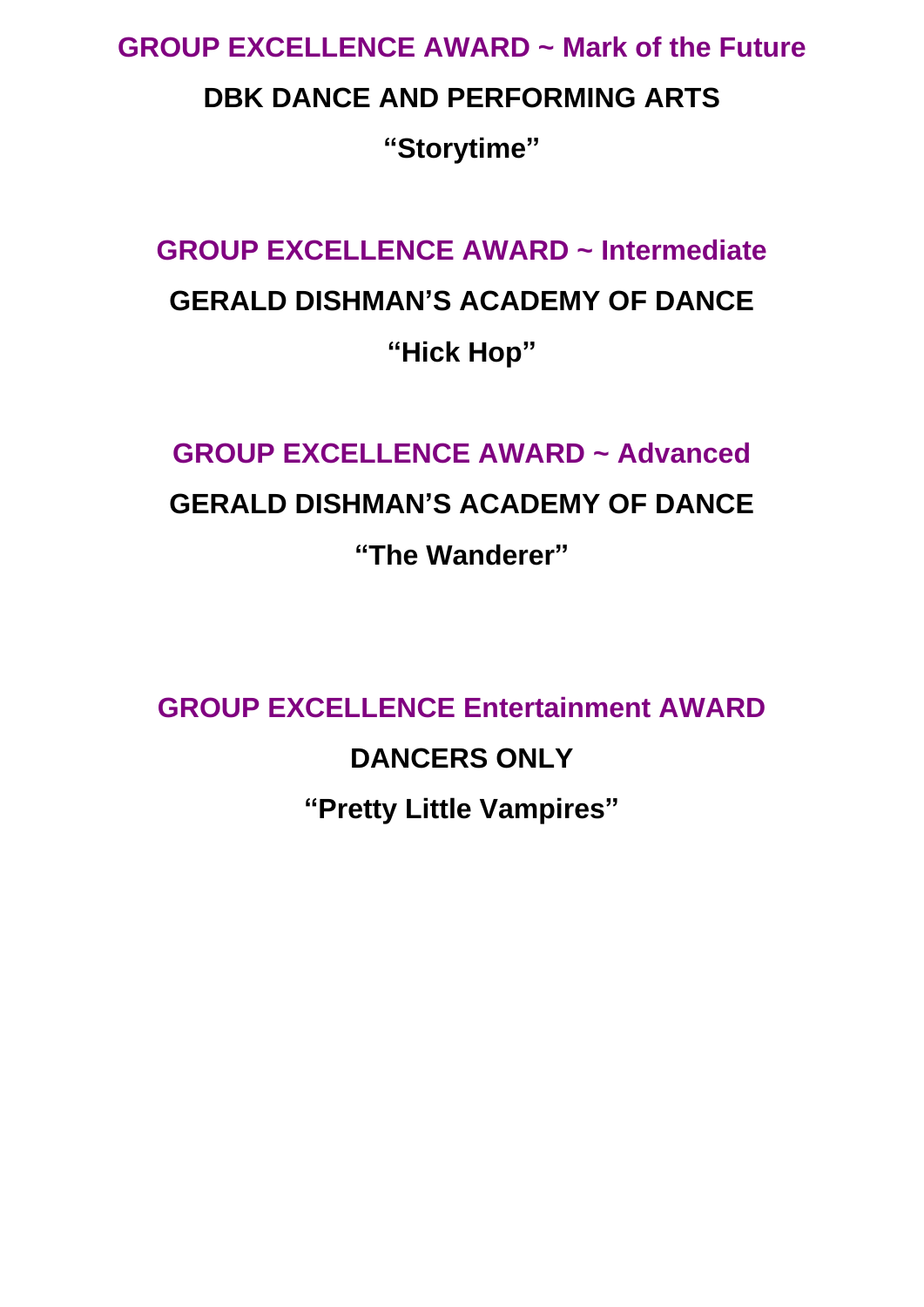## GROUP EXCELLENCE AWARD ~ Mark of the Future

**DBK DANCE AND PERFORMING ARTS**

**"Storytime"**

## GROUP EXCELLENCE AWARD ~ Intermediate

**GERALD DISHMAN'S ACADEMY OF DANCE**

**"Hick Hop"**

## GROUP EXCELLENCE AWARD ~ Advanced

**GERALD DISHMAN'S ACADEMY OF DANCE**

**"The Wanderer"**

## GROUP EXCELLENCE Entertainment AWARD

**DANCERS ONLY**

**"Pretty Little Vampires"**